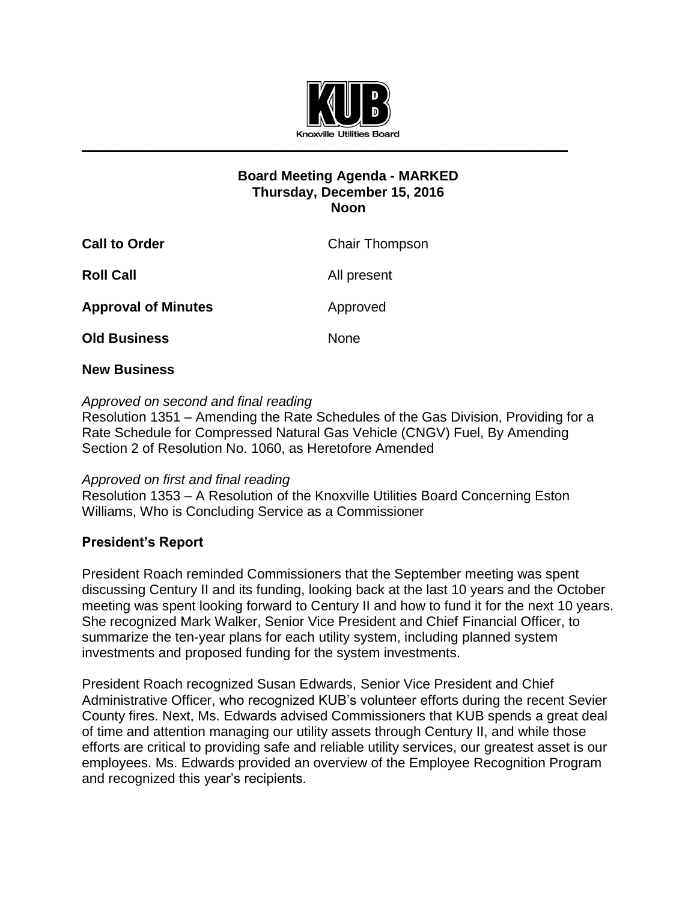KUB

Knoxville Utilities Board

# Board Meeting Agenda - MARKED
## Thursday, December 15, 2016
## Noon

**Call to Order** Chair Thompson

**Roll Call** All present

**Approval of Minutes** Approved

**Old Business** None

**New Business**

*Approved on second and final reading*
Resolution 1351 – Amending the Rate Schedules of the Gas Division, Providing for a Rate Schedule for Compressed Natural Gas Vehicle (CNGV) Fuel, By Amending Section 2 of Resolution No. 1060, as Heretofore Amended

*Approved on first and final reading*
Resolution 1353 – A Resolution of the Knoxville Utilities Board Concerning Eston Williams, Who is Concluding Service as a Commissioner

**President's Report**

President Roach reminded Commissioners that the September meeting was spent discussing Century II and its funding, looking back at the last 10 years and the October meeting was spent looking forward to Century II and how to fund it for the next 10 years. She recognized Mark Walker, Senior Vice President and Chief Financial Officer, to summarize the ten-year plans for each utility system, including planned system investments and proposed funding for the system investments.

President Roach recognized Susan Edwards, Senior Vice President and Chief Administrative Officer, who recognized KUB's volunteer efforts during the recent Sevier County fires. Next, Ms. Edwards advised Commissioners that KUB spends a great deal of time and attention managing our utility assets through Century II, and while those efforts are critical to providing safe and reliable utility services, our greatest asset is our employees. Ms. Edwards provided an overview of the Employee Recognition Program and recognized this year's recipients.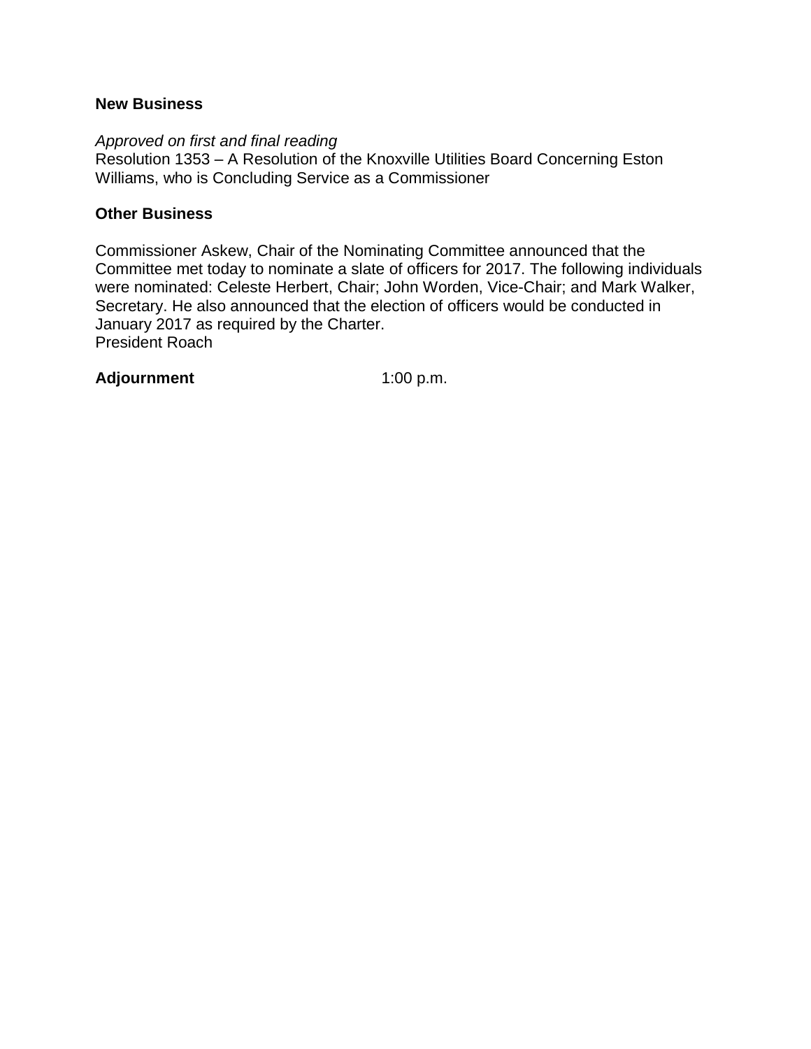**New Business**

*Approved on first and final reading*
Resolution 1353 – A Resolution of the Knoxville Utilities Board Concerning Eston Williams, who is Concluding Service as a Commissioner

**Other Business**

Commissioner Askew, Chair of the Nominating Committee announced that the Committee met today to nominate a slate of officers for 2017. The following individuals were nominated: Celeste Herbert, Chair; John Worden, Vice-Chair; and Mark Walker, Secretary. He also announced that the election of officers would be conducted in January 2017 as required by the Charter.
President Roach

**Adjournment** 1:00 p.m.